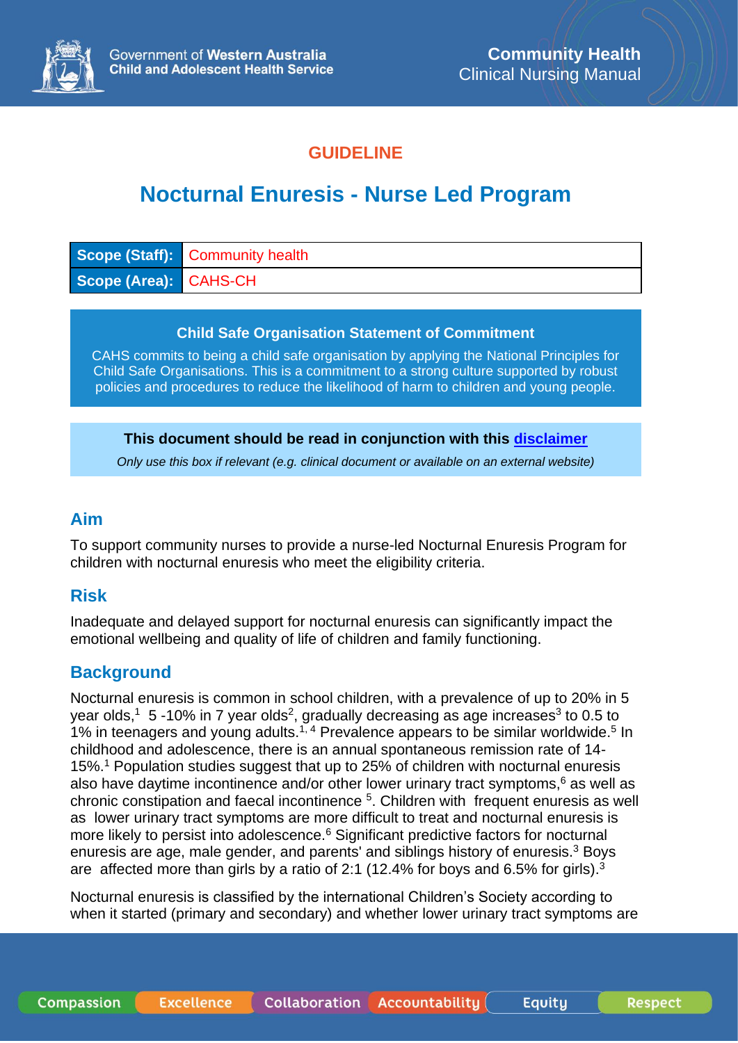Government of **Western Australia**
**Child and Adolescent Health Service**

**Community Health**
Clinical Nursing Manual

**GUIDELINE**

# Nocturnal Enuresis - Nurse Led Program

| **Scope (Staff):** | Community health |
|---|---|
| **Scope (Area):** | CAHS-CH |

**Child Safe Organisation Statement of Commitment**

CAHS commits to being a child safe organisation by applying the National Principles for Child Safe Organisations. This is a commitment to a strong culture supported by robust policies and procedures to reduce the likelihood of harm to children and young people.

**This document should be read in conjunction with this disclaimer**

*Only use this box if relevant (e.g. clinical document or available on an external website)*

## Aim

To support community nurses to provide a nurse-led Nocturnal Enuresis Program for children with nocturnal enuresis who meet the eligibility criteria.

## Risk

Inadequate and delayed support for nocturnal enuresis can significantly impact the emotional wellbeing and quality of life of children and family functioning.

## Background

Nocturnal enuresis is common in school children, with a prevalence of up to 20% in 5 year olds,[1] 5 -10% in 7 year olds[2], gradually decreasing as age increases[3] to 0.5 to 1% in teenagers and young adults.[1, 4] Prevalence appears to be similar worldwide.[5] In childhood and adolescence, there is an annual spontaneous remission rate of 14-15%.[1] Population studies suggest that up to 25% of children with nocturnal enuresis also have daytime incontinence and/or other lower urinary tract symptoms,[6] as well as chronic constipation and faecal incontinence [5]. Children with frequent enuresis as well as lower urinary tract symptoms are more difficult to treat and nocturnal enuresis is more likely to persist into adolescence.[6] Significant predictive factors for nocturnal enuresis are age, male gender, and parents' and siblings history of enuresis.[3] Boys are affected more than girls by a ratio of 2:1 (12.4% for boys and 6.5% for girls).[3]

Nocturnal enuresis is classified by the international Children's Society according to when it started (primary and secondary) and whether lower urinary tract symptoms are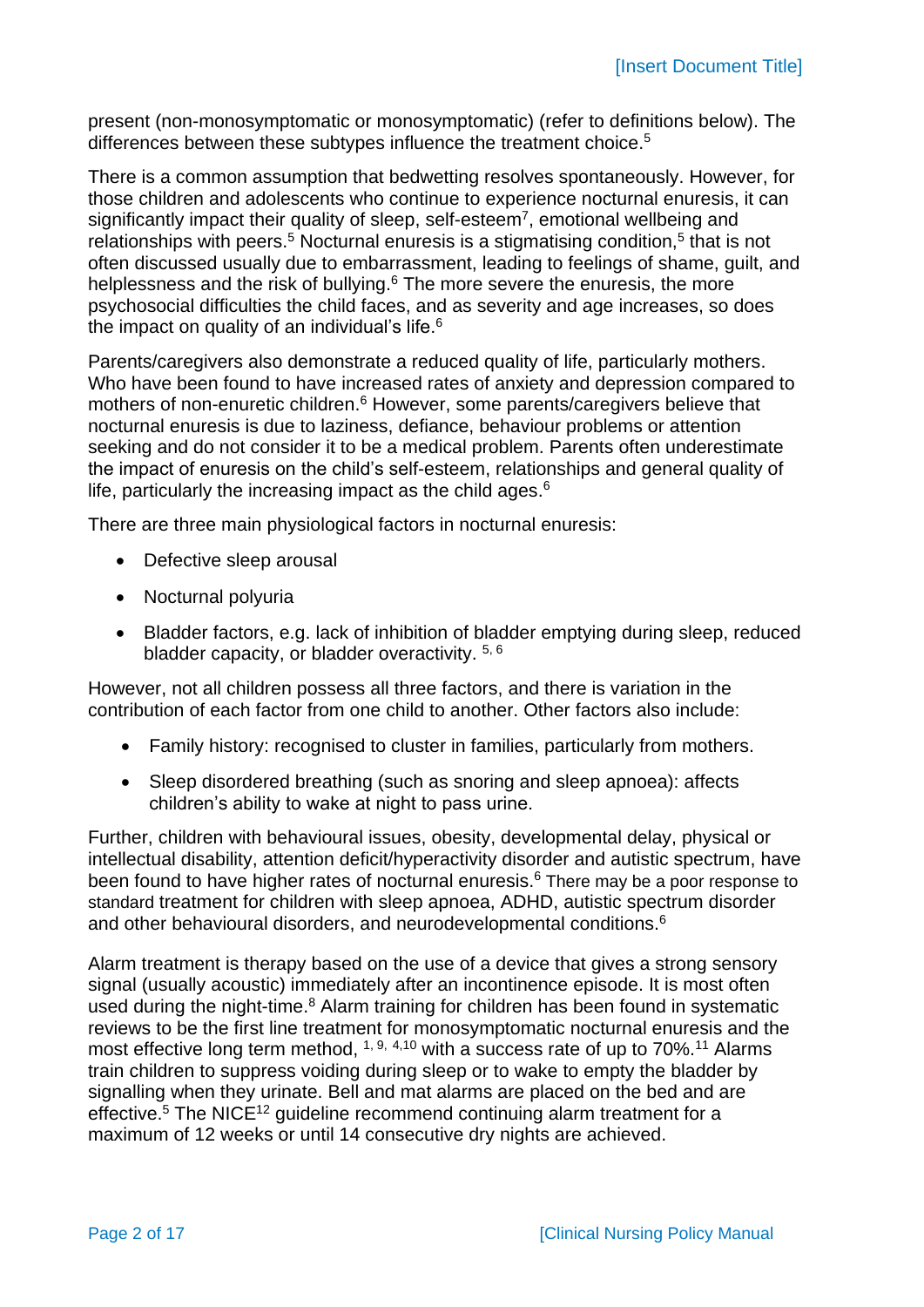present (non-monosymptomatic or monosymptomatic) (refer to definitions below). The differences between these subtypes influence the treatment choice.[5]

There is a common assumption that bedwetting resolves spontaneously. However, for those children and adolescents who continue to experience nocturnal enuresis, it can significantly impact their quality of sleep, self-esteem[7], emotional wellbeing and relationships with peers.[5] Nocturnal enuresis is a stigmatising condition,[5] that is not often discussed usually due to embarrassment, leading to feelings of shame, guilt, and helplessness and the risk of bullying.[6] The more severe the enuresis, the more psychosocial difficulties the child faces, and as severity and age increases, so does the impact on quality of an individual's life.[6]

Parents/caregivers also demonstrate a reduced quality of life, particularly mothers. Who have been found to have increased rates of anxiety and depression compared to mothers of non-enuretic children.[6] However, some parents/caregivers believe that nocturnal enuresis is due to laziness, defiance, behaviour problems or attention seeking and do not consider it to be a medical problem. Parents often underestimate the impact of enuresis on the child's self-esteem, relationships and general quality of life, particularly the increasing impact as the child ages.[6]

There are three main physiological factors in nocturnal enuresis:

- Defective sleep arousal
- Nocturnal polyuria
- Bladder factors, e.g. lack of inhibition of bladder emptying during sleep, reduced bladder capacity, or bladder overactivity. [5, 6]

However, not all children possess all three factors, and there is variation in the contribution of each factor from one child to another. Other factors also include:

- Family history: recognised to cluster in families, particularly from mothers.
- Sleep disordered breathing (such as snoring and sleep apnoea): affects children's ability to wake at night to pass urine.

Further, children with behavioural issues, obesity, developmental delay, physical or intellectual disability, attention deficit/hyperactivity disorder and autistic spectrum, have been found to have higher rates of nocturnal enuresis.[6] There may be a poor response to standard treatment for children with sleep apnoea, ADHD, autistic spectrum disorder and other behavioural disorders, and neurodevelopmental conditions.[6]

Alarm treatment is therapy based on the use of a device that gives a strong sensory signal (usually acoustic) immediately after an incontinence episode. It is most often used during the night-time.[8] Alarm training for children has been found in systematic reviews to be the first line treatment for monosymptomatic nocturnal enuresis and the most effective long term method, [1, 9, 4,10] with a success rate of up to 70%.[11] Alarms train children to suppress voiding during sleep or to wake to empty the bladder by signalling when they urinate. Bell and mat alarms are placed on the bed and are effective.[5] The NICE[12] guideline recommend continuing alarm treatment for a maximum of 12 weeks or until 14 consecutive dry nights are achieved.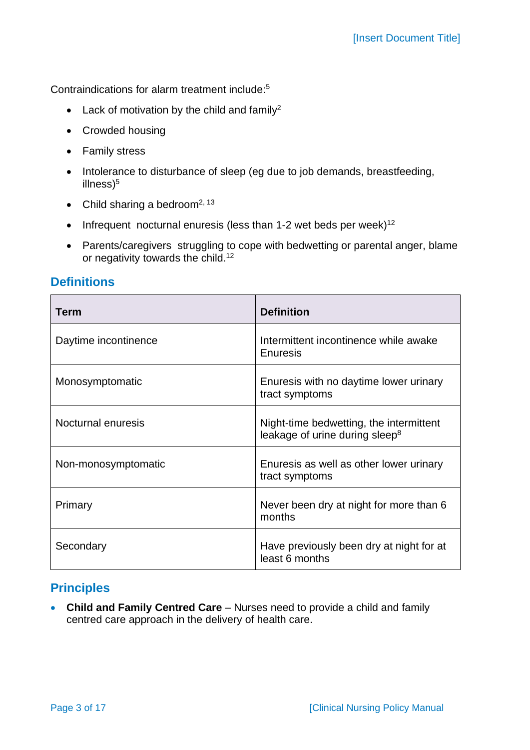Contraindications for alarm treatment include:[5]

- Lack of motivation by the child and family[2]
- Crowded housing
- Family stress
- Intolerance to disturbance of sleep (eg due to job demands, breastfeeding, illness)[5]
- Child sharing a bedroom[2, 13]
- Infrequent nocturnal enuresis (less than 1-2 wet beds per week)[12]
- Parents/caregivers struggling to cope with bedwetting or parental anger, blame or negativity towards the child.[12]

## Definitions

| Term | Definition |
|---|---|
| Daytime incontinence | Intermittent incontinence while awake Enuresis |
| Monosymptomatic | Enuresis with no daytime lower urinary tract symptoms |
| Nocturnal enuresis | Night-time bedwetting, the intermittent leakage of urine during sleep[8] |
| Non-monosymptomatic | Enuresis as well as other lower urinary tract symptoms |
| Primary | Never been dry at night for more than 6 months |
| Secondary | Have previously been dry at night for at least 6 months |

## Principles

- **Child and Family Centred Care** – Nurses need to provide a child and family centred care approach in the delivery of health care.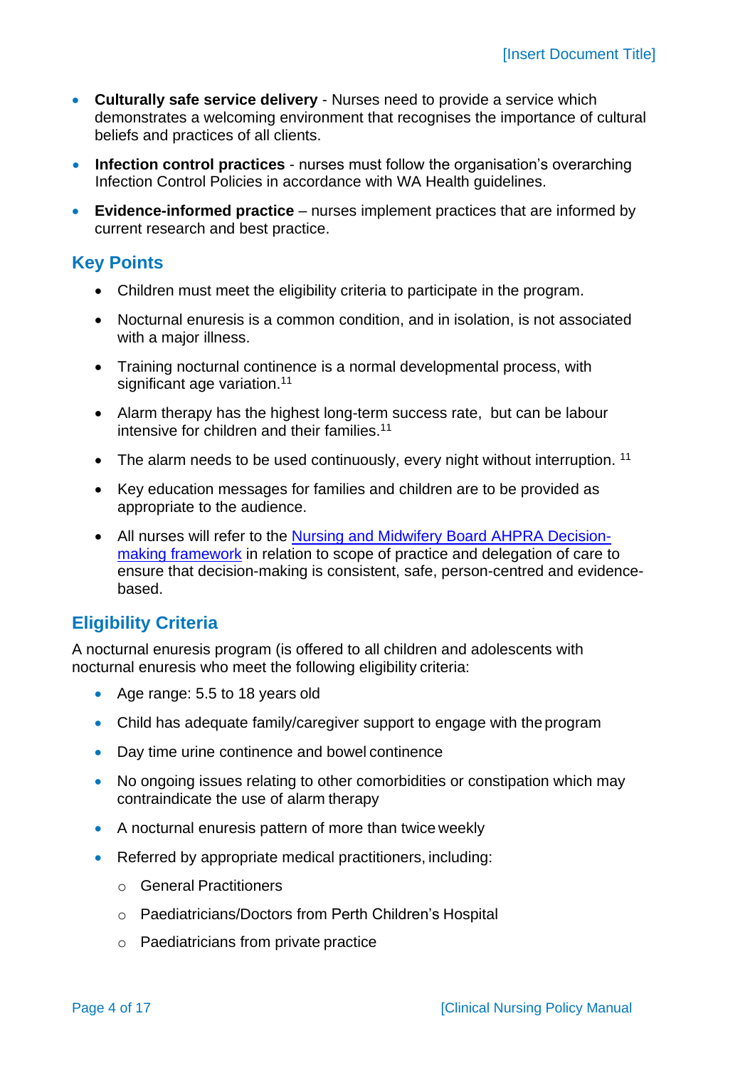- **Culturally safe service delivery** - Nurses need to provide a service which demonstrates a welcoming environment that recognises the importance of cultural beliefs and practices of all clients.
- **Infection control practices** - nurses must follow the organisation's overarching Infection Control Policies in accordance with WA Health guidelines.
- **Evidence-informed practice** – nurses implement practices that are informed by current research and best practice.

## Key Points

- Children must meet the eligibility criteria to participate in the program.
- Nocturnal enuresis is a common condition, and in isolation, is not associated with a major illness.
- Training nocturnal continence is a normal developmental process, with significant age variation.[11]
- Alarm therapy has the highest long-term success rate, but can be labour intensive for children and their families.[11]
- The alarm needs to be used continuously, every night without interruption. [11]
- Key education messages for families and children are to be provided as appropriate to the audience.
- All nurses will refer to the [Nursing and Midwifery Board AHPRA Decision-making framework] in relation to scope of practice and delegation of care to ensure that decision-making is consistent, safe, person-centred and evidence-based.

## Eligibility Criteria

A nocturnal enuresis program (is offered to all children and adolescents with nocturnal enuresis who meet the following eligibility criteria:

- Age range: 5.5 to 18 years old
- Child has adequate family/caregiver support to engage with the program
- Day time urine continence and bowel continence
- No ongoing issues relating to other comorbidities or constipation which may contraindicate the use of alarm therapy
- A nocturnal enuresis pattern of more than twice weekly
- Referred by appropriate medical practitioners, including:
  - General Practitioners
  - Paediatricians/Doctors from Perth Children's Hospital
  - Paediatricians from private practice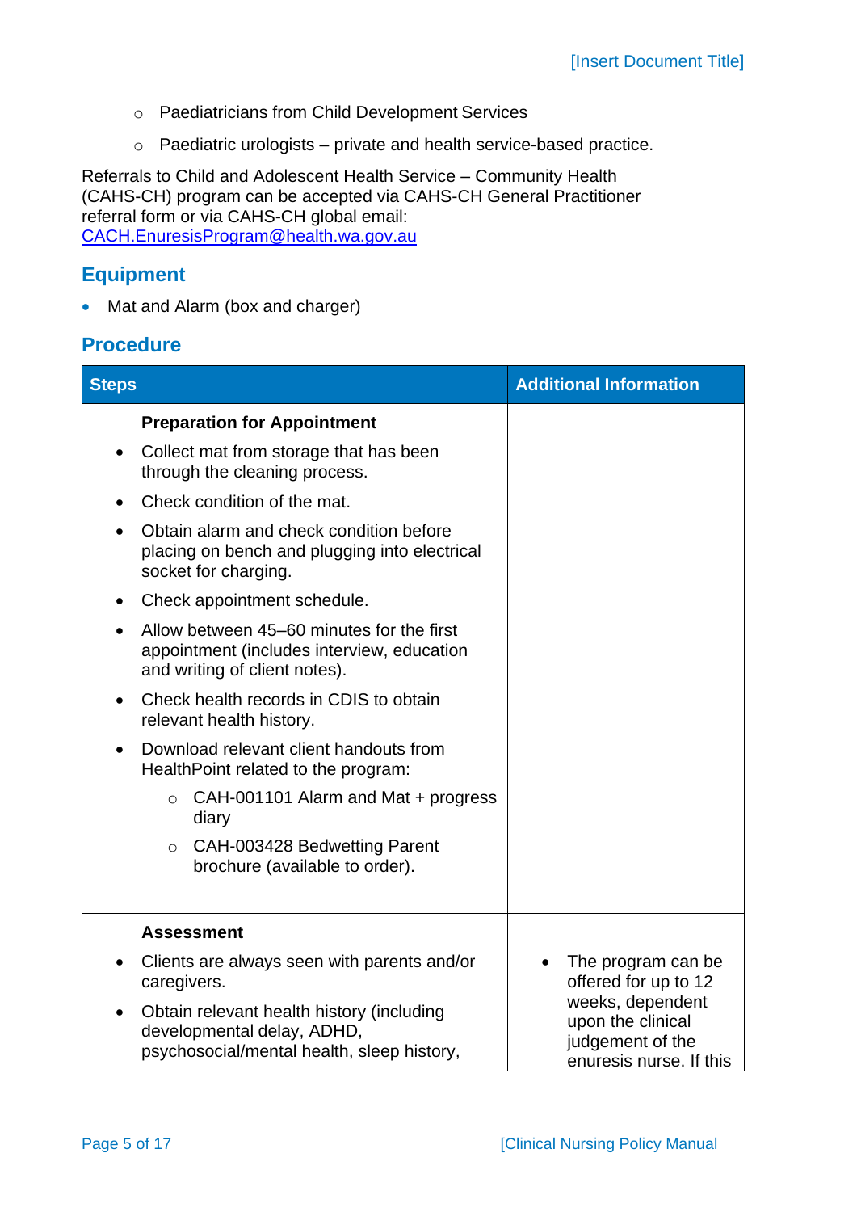- Paediatricians from Child Development Services
- Paediatric urologists – private and health service-based practice.

Referrals to Child and Adolescent Health Service – Community Health (CAHS-CH) program can be accepted via CAHS-CH General Practitioner referral form or via CAHS-CH global email: CACH.EnuresisProgram@health.wa.gov.au

## Equipment

- Mat and Alarm (box and charger)

## Procedure

| Steps | Additional Information |
|---|---|
| **Preparation for Appointment**<br>• Collect mat from storage that has been through the cleaning process.<br>• Check condition of the mat.<br>• Obtain alarm and check condition before placing on bench and plugging into electrical socket for charging.<br>• Check appointment schedule.<br>• Allow between 45–60 minutes for the first appointment (includes interview, education and writing of client notes).<br>• Check health records in CDIS to obtain relevant health history.<br>• Download relevant client handouts from HealthPoint related to the program:<br>  ○ CAH-001101 Alarm and Mat + progress diary<br>  ○ CAH-003428 Bedwetting Parent brochure (available to order). | |
| **Assessment**<br>• Clients are always seen with parents and/or caregivers.<br>• Obtain relevant health history (including developmental delay, ADHD, psychosocial/mental health, sleep history, | • The program can be offered for up to 12 weeks, dependent upon the clinical judgement of the enuresis nurse. If this |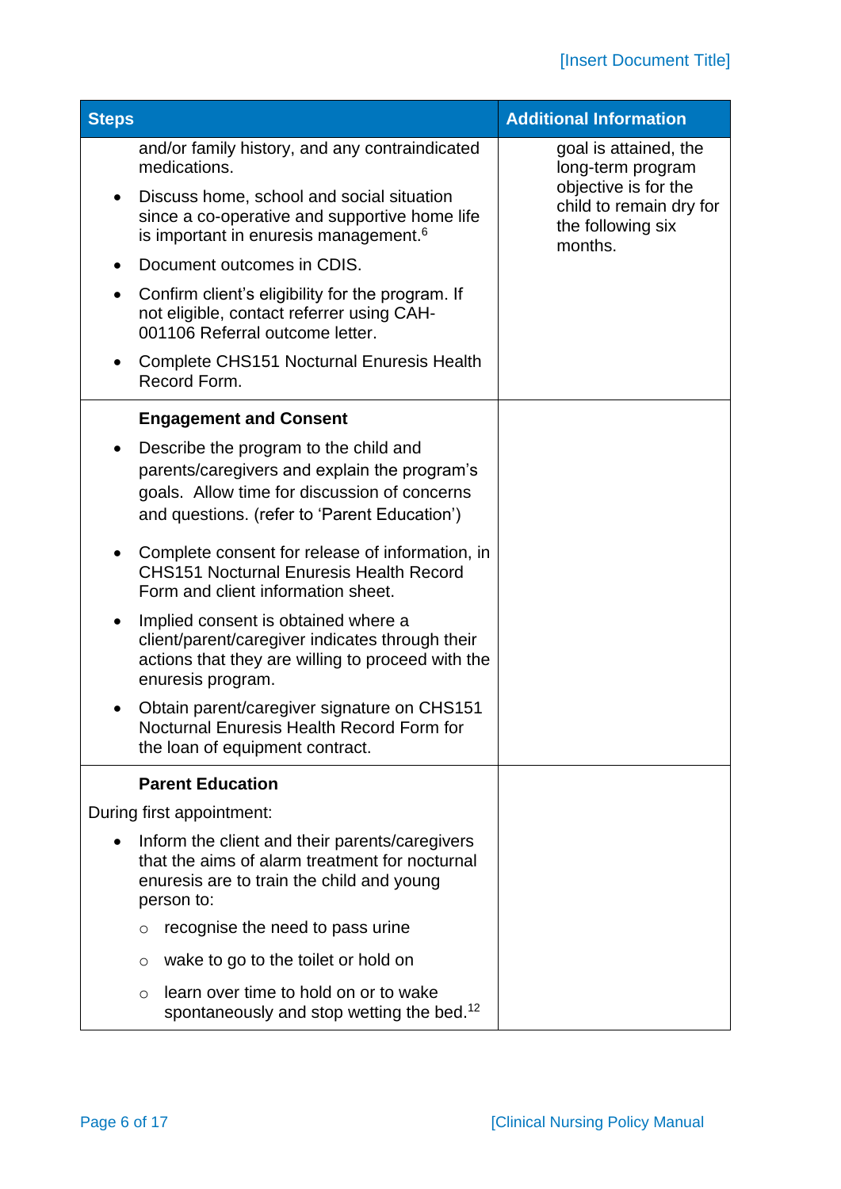| Steps | Additional Information |
| --- | --- |
| and/or family history, and any contraindicated medications.<br>• Discuss home, school and social situation since a co-operative and supportive home life is important in enuresis management.[6]<br>• Document outcomes in CDIS.<br>• Confirm client's eligibility for the program. If not eligible, contact referrer using CAH-001106 Referral outcome letter.<br>• Complete CHS151 Nocturnal Enuresis Health Record Form. | goal is attained, the long-term program objective is for the child to remain dry for the following six months. |
| **Engagement and Consent**<br>• Describe the program to the child and parents/caregivers and explain the program's goals. Allow time for discussion of concerns and questions. (refer to 'Parent Education')<br>• Complete consent for release of information, in CHS151 Nocturnal Enuresis Health Record Form and client information sheet.<br>• Implied consent is obtained where a client/parent/caregiver indicates through their actions that they are willing to proceed with the enuresis program.<br>• Obtain parent/caregiver signature on CHS151 Nocturnal Enuresis Health Record Form for the loan of equipment contract. | |
| **Parent Education**<br>During first appointment:<br>• Inform the client and their parents/caregivers that the aims of alarm treatment for nocturnal enuresis are to train the child and young person to:<br>  ○ recognise the need to pass urine<br>  ○ wake to go to the toilet or hold on<br>  ○ learn over time to hold on or to wake spontaneously and stop wetting the bed.[12] | |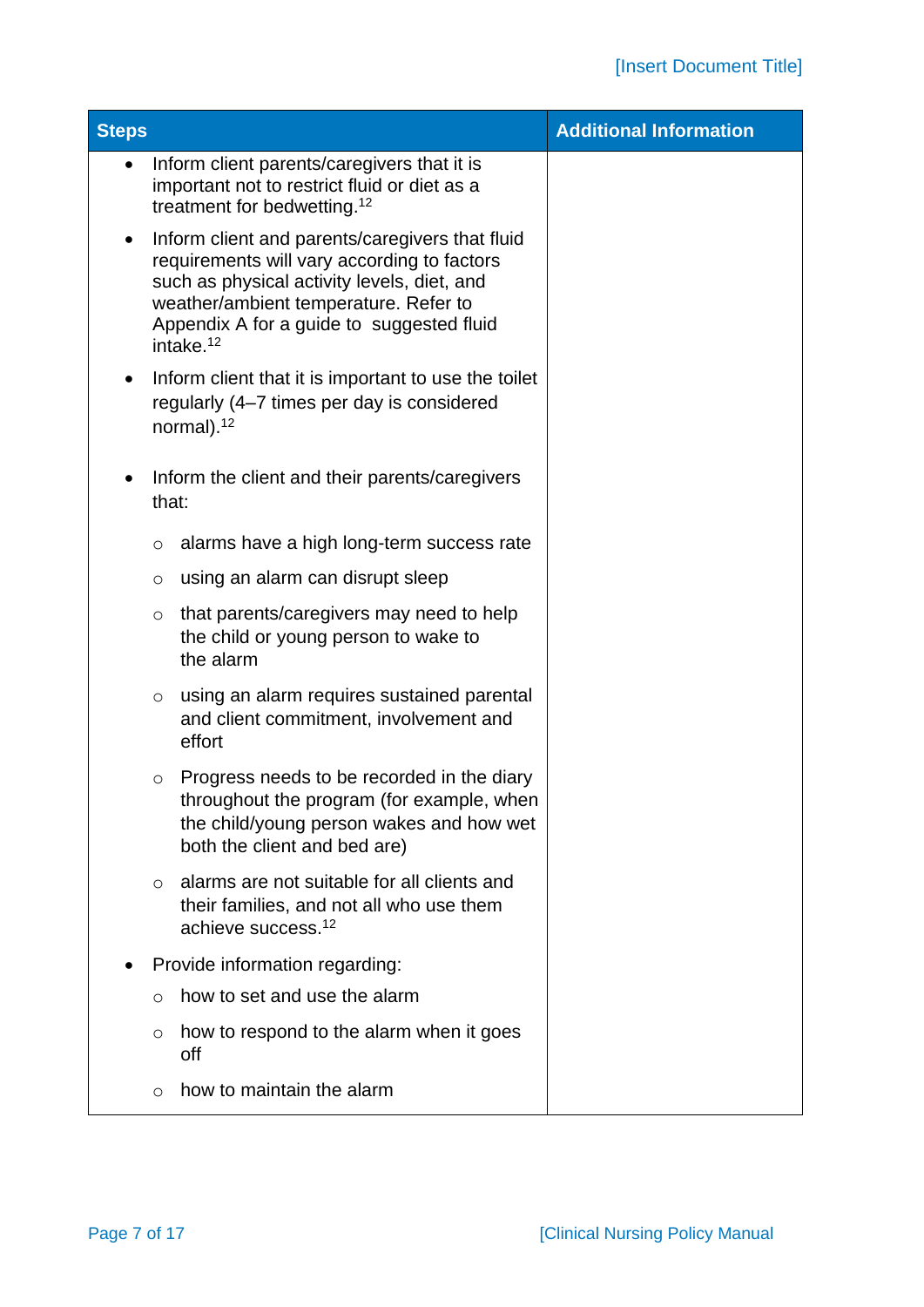| Steps | Additional Information |
| --- | --- |
| • Inform client parents/caregivers that it is important not to restrict fluid or diet as a treatment for bedwetting.[12]<br>• Inform client and parents/caregivers that fluid requirements will vary according to factors such as physical activity levels, diet, and weather/ambient temperature. Refer to Appendix A for a guide to suggested fluid intake.[12]<br>• Inform client that it is important to use the toilet regularly (4–7 times per day is considered normal).[12]<br>• Inform the client and their parents/caregivers that:<br>&nbsp;&nbsp;○ alarms have a high long-term success rate<br>&nbsp;&nbsp;○ using an alarm can disrupt sleep<br>&nbsp;&nbsp;○ that parents/caregivers may need to help the child or young person to wake to the alarm<br>&nbsp;&nbsp;○ using an alarm requires sustained parental and client commitment, involvement and effort<br>&nbsp;&nbsp;○ Progress needs to be recorded in the diary throughout the program (for example, when the child/young person wakes and how wet both the client and bed are)<br>&nbsp;&nbsp;○ alarms are not suitable for all clients and their families, and not all who use them achieve success.[12]<br>• Provide information regarding:<br>&nbsp;&nbsp;○ how to set and use the alarm<br>&nbsp;&nbsp;○ how to respond to the alarm when it goes off<br>&nbsp;&nbsp;○ how to maintain the alarm | |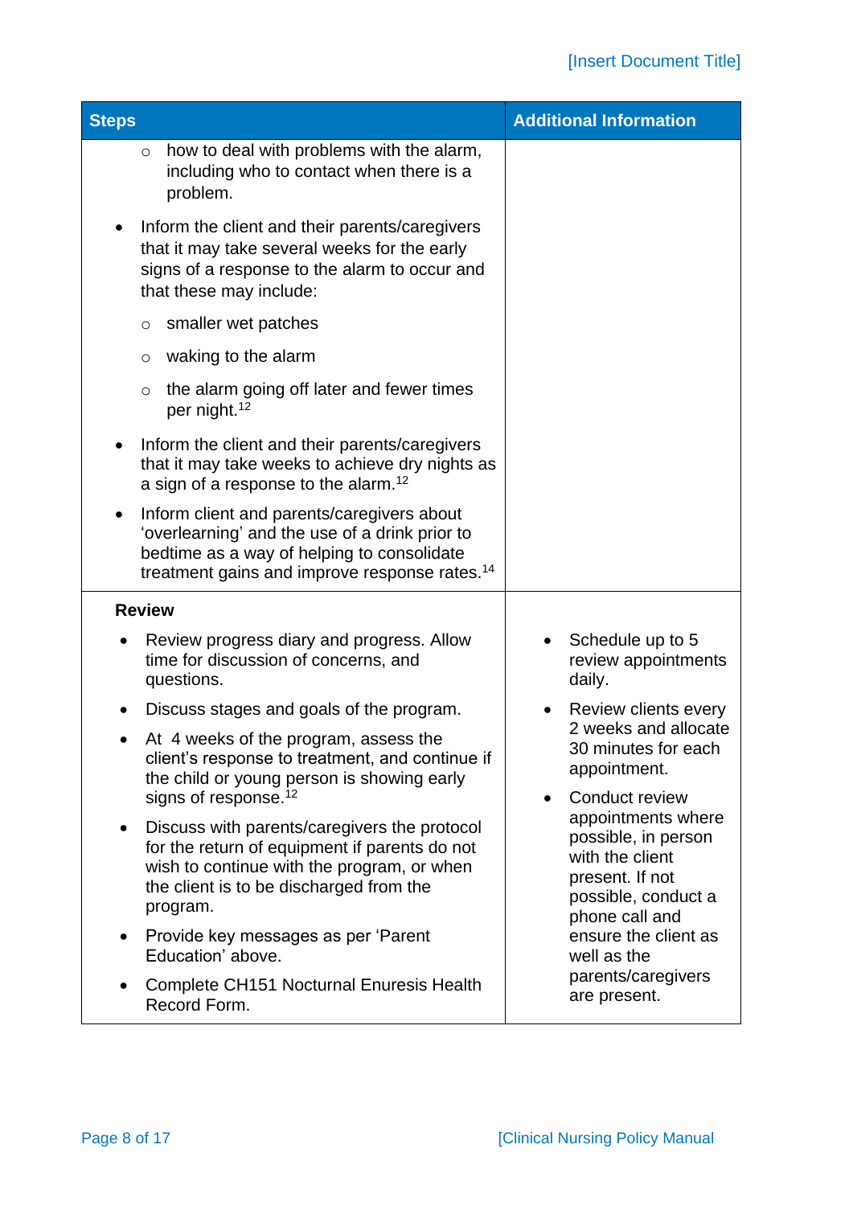| Steps | Additional Information |
| --- | --- |
| ◦ how to deal with problems with the alarm, including who to contact when there is a problem.<br><br>• Inform the client and their parents/caregivers that it may take several weeks for the early signs of a response to the alarm to occur and that these may include:<br>◦ smaller wet patches<br>◦ waking to the alarm<br>◦ the alarm going off later and fewer times per night.[12]<br><br>• Inform the client and their parents/caregivers that it may take weeks to achieve dry nights as a sign of a response to the alarm.[12]<br><br>• Inform client and parents/caregivers about 'overlearning' and the use of a drink prior to bedtime as a way of helping to consolidate treatment gains and improve response rates.[14] | |
| **Review**<br><br>• Review progress diary and progress. Allow time for discussion of concerns, and questions.<br>• Discuss stages and goals of the program.<br>• At 4 weeks of the program, assess the client's response to treatment, and continue if the child or young person is showing early signs of response.[12]<br>• Discuss with parents/caregivers the protocol for the return of equipment if parents do not wish to continue with the program, or when the client is to be discharged from the program.<br>• Provide key messages as per 'Parent Education' above.<br>• Complete CH151 Nocturnal Enuresis Health Record Form. | • Schedule up to 5 review appointments daily.<br>• Review clients every 2 weeks and allocate 30 minutes for each appointment.<br>• Conduct review appointments where possible, in person with the client present. If not possible, conduct a phone call and ensure the client as well as the parents/caregivers are present. |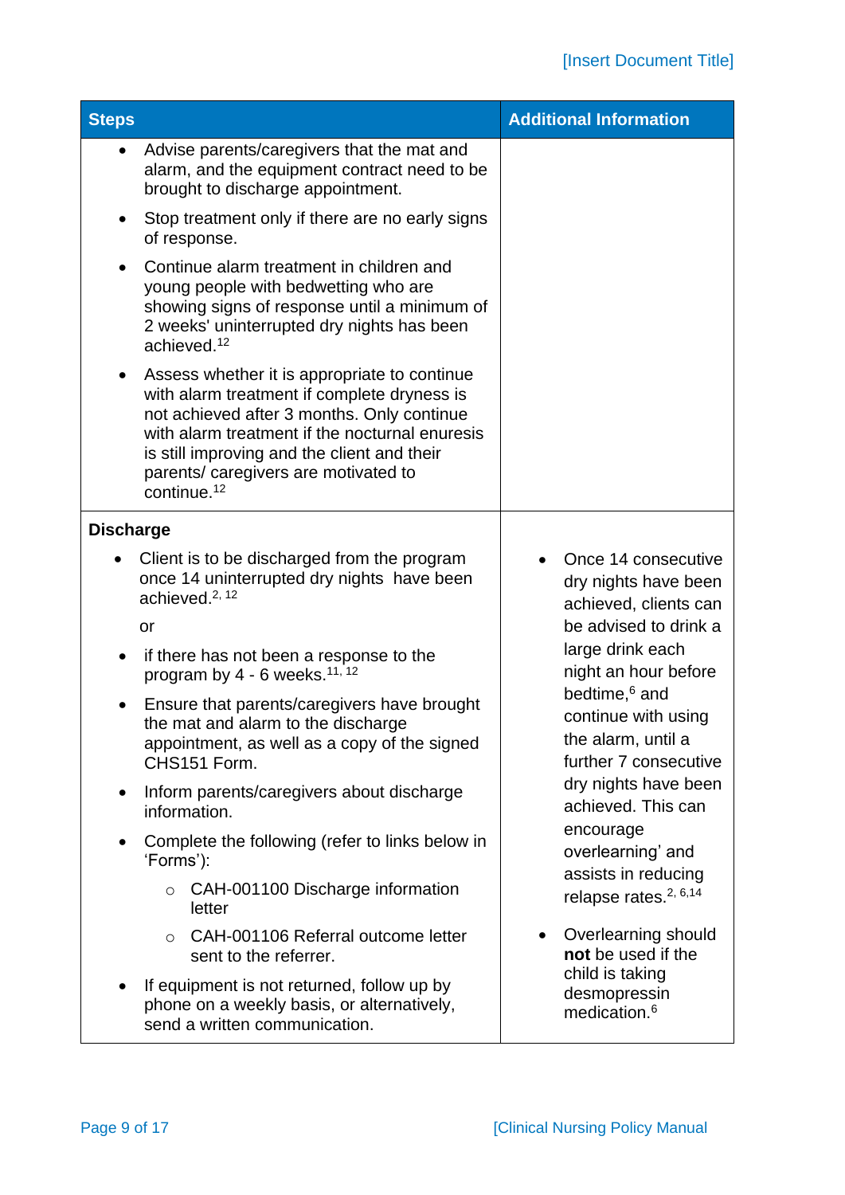| Steps | Additional Information |
|---|---|
| • Advise parents/caregivers that the mat and alarm, and the equipment contract need to be brought to discharge appointment.<br>• Stop treatment only if there are no early signs of response.<br>• Continue alarm treatment in children and young people with bedwetting who are showing signs of response until a minimum of 2 weeks' uninterrupted dry nights has been achieved.[12]<br>• Assess whether it is appropriate to continue with alarm treatment if complete dryness is not achieved after 3 months. Only continue with alarm treatment if the nocturnal enuresis is still improving and the client and their parents/ caregivers are motivated to continue.[12] | |
| **Discharge**<br>• Client is to be discharged from the program once 14 uninterrupted dry nights have been achieved.[2, 12]<br>or<br>• if there has not been a response to the program by 4 - 6 weeks.[11, 12]<br>• Ensure that parents/caregivers have brought the mat and alarm to the discharge appointment, as well as a copy of the signed CHS151 Form.<br>• Inform parents/caregivers about discharge information.<br>• Complete the following (refer to links below in 'Forms'):<br>  ○ CAH-001100 Discharge information letter<br>  ○ CAH-001106 Referral outcome letter sent to the referrer.<br>• If equipment is not returned, follow up by phone on a weekly basis, or alternatively, send a written communication. | • Once 14 consecutive dry nights have been achieved, clients can be advised to drink a large drink each night an hour before bedtime,[6] and continue with using the alarm, until a further 7 consecutive dry nights have been achieved. This can encourage overlearning' and assists in reducing relapse rates.[2, 6,14]<br>• Overlearning should **not** be used if the child is taking desmopressin medication.[6] |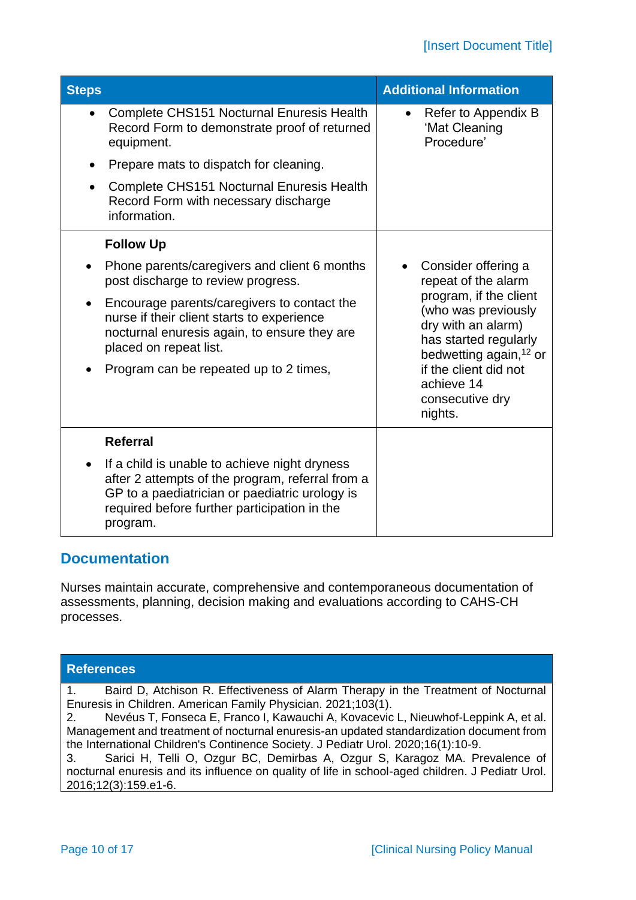| Steps | Additional Information |
| --- | --- |
| • Complete CHS151 Nocturnal Enuresis Health Record Form to demonstrate proof of returned equipment.<br>• Prepare mats to dispatch for cleaning.<br>• Complete CHS151 Nocturnal Enuresis Health Record Form with necessary discharge information. | • Refer to Appendix B 'Mat Cleaning Procedure' |
| **Follow Up**<br>• Phone parents/caregivers and client 6 months post discharge to review progress.<br>• Encourage parents/caregivers to contact the nurse if their client starts to experience nocturnal enuresis again, to ensure they are placed on repeat list.<br>• Program can be repeated up to 2 times, | • Consider offering a repeat of the alarm program, if the client (who was previously dry with an alarm) has started regularly bedwetting again,[12] or if the client did not achieve 14 consecutive dry nights. |
| **Referral**<br>• If a child is unable to achieve night dryness after 2 attempts of the program, referral from a GP to a paediatrician or paediatric urology is required before further participation in the program. | |

## Documentation

Nurses maintain accurate, comprehensive and contemporaneous documentation of assessments, planning, decision making and evaluations according to CAHS-CH processes.

| References |
| --- |
| 1. Baird D, Atchison R. Effectiveness of Alarm Therapy in the Treatment of Nocturnal Enuresis in Children. American Family Physician. 2021;103(1).<br>2. Nevéus T, Fonseca E, Franco I, Kawauchi A, Kovacevic L, Nieuwhof-Leppink A, et al. Management and treatment of nocturnal enuresis-an updated standardization document from the International Children's Continence Society. J Pediatr Urol. 2020;16(1):10-9.<br>3. Sarici H, Telli O, Ozgur BC, Demirbas A, Ozgur S, Karagoz MA. Prevalence of nocturnal enuresis and its influence on quality of life in school-aged children. J Pediatr Urol. 2016;12(3):159.e1-6. |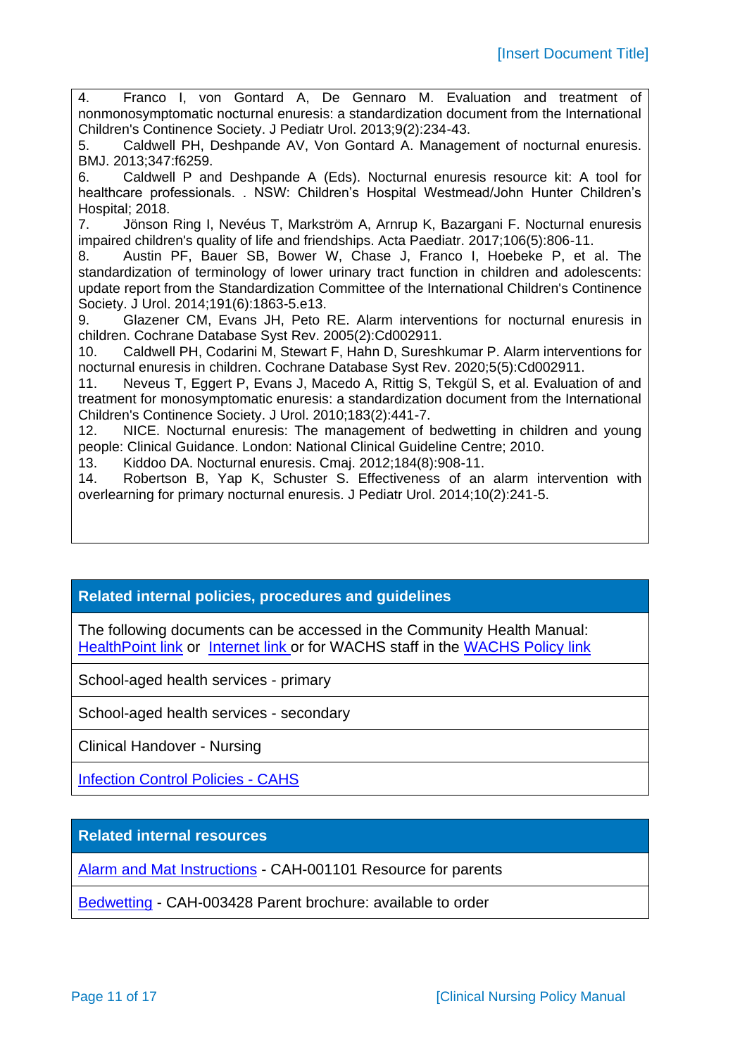4. Franco I, von Gontard A, De Gennaro M. Evaluation and treatment of nonmonosymptomatic nocturnal enuresis: a standardization document from the International Children's Continence Society. J Pediatr Urol. 2013;9(2):234-43.
5. Caldwell PH, Deshpande AV, Von Gontard A. Management of nocturnal enuresis. BMJ. 2013;347:f6259.
6. Caldwell P and Deshpande A (Eds). Nocturnal enuresis resource kit: A tool for healthcare professionals. . NSW: Children's Hospital Westmead/John Hunter Children's Hospital; 2018.
7. Jönson Ring I, Nevéus T, Markström A, Arnrup K, Bazargani F. Nocturnal enuresis impaired children's quality of life and friendships. Acta Paediatr. 2017;106(5):806-11.
8. Austin PF, Bauer SB, Bower W, Chase J, Franco I, Hoebeke P, et al. The standardization of terminology of lower urinary tract function in children and adolescents: update report from the Standardization Committee of the International Children's Continence Society. J Urol. 2014;191(6):1863-5.e13.
9. Glazener CM, Evans JH, Peto RE. Alarm interventions for nocturnal enuresis in children. Cochrane Database Syst Rev. 2005(2):Cd002911.
10. Caldwell PH, Codarini M, Stewart F, Hahn D, Sureshkumar P. Alarm interventions for nocturnal enuresis in children. Cochrane Database Syst Rev. 2020;5(5):Cd002911.
11. Neveus T, Eggert P, Evans J, Macedo A, Rittig S, Tekgül S, et al. Evaluation of and treatment for monosymptomatic enuresis: a standardization document from the International Children's Continence Society. J Urol. 2010;183(2):441-7.
12. NICE. Nocturnal enuresis: The management of bedwetting in children and young people: Clinical Guidance. London: National Clinical Guideline Centre; 2010.
13. Kiddoo DA. Nocturnal enuresis. Cmaj. 2012;184(8):908-11.
14. Robertson B, Yap K, Schuster S. Effectiveness of an alarm intervention with overlearning for primary nocturnal enuresis. J Pediatr Urol. 2014;10(2):241-5.

| **Related internal policies, procedures and guidelines** |
| --- |
| The following documents can be accessed in the Community Health Manual: HealthPoint link or Internet link or for WACHS staff in the WACHS Policy link |
| School-aged health services - primary |
| School-aged health services - secondary |
| Clinical Handover - Nursing |
| Infection Control Policies - CAHS |

| **Related internal resources** |
| --- |
| Alarm and Mat Instructions - CAH-001101 Resource for parents |
| Bedwetting - CAH-003428 Parent brochure: available to order |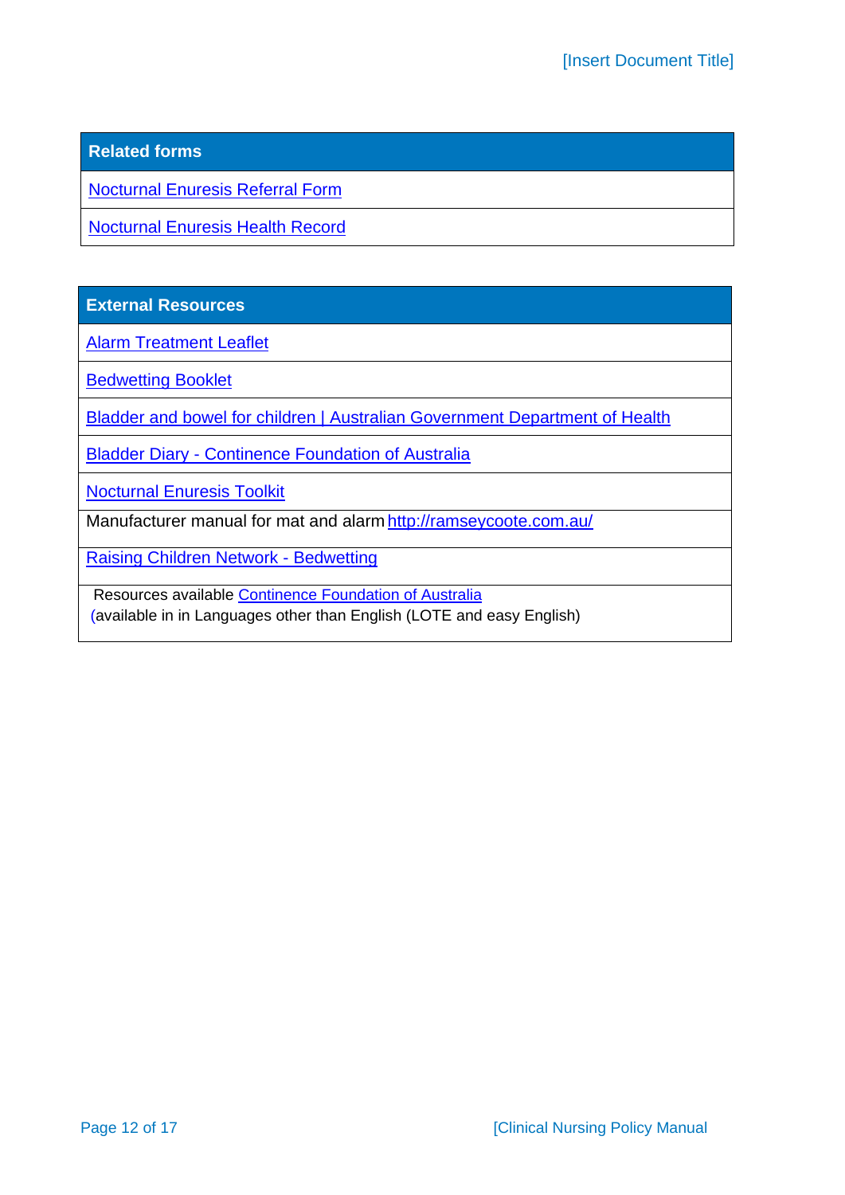| Related forms |
| --- |
| Nocturnal Enuresis Referral Form |
| Nocturnal Enuresis Health Record |

| External Resources |
| --- |
| Alarm Treatment Leaflet |
| Bedwetting Booklet |
| Bladder and bowel for children \| Australian Government Department of Health |
| Bladder Diary - Continence Foundation of Australia |
| Nocturnal Enuresis Toolkit |
| Manufacturer manual for mat and alarm http://ramseycoote.com.au/ |
| Raising Children Network - Bedwetting |
| Resources available Continence Foundation of Australia (available in in Languages other than English (LOTE and easy English) |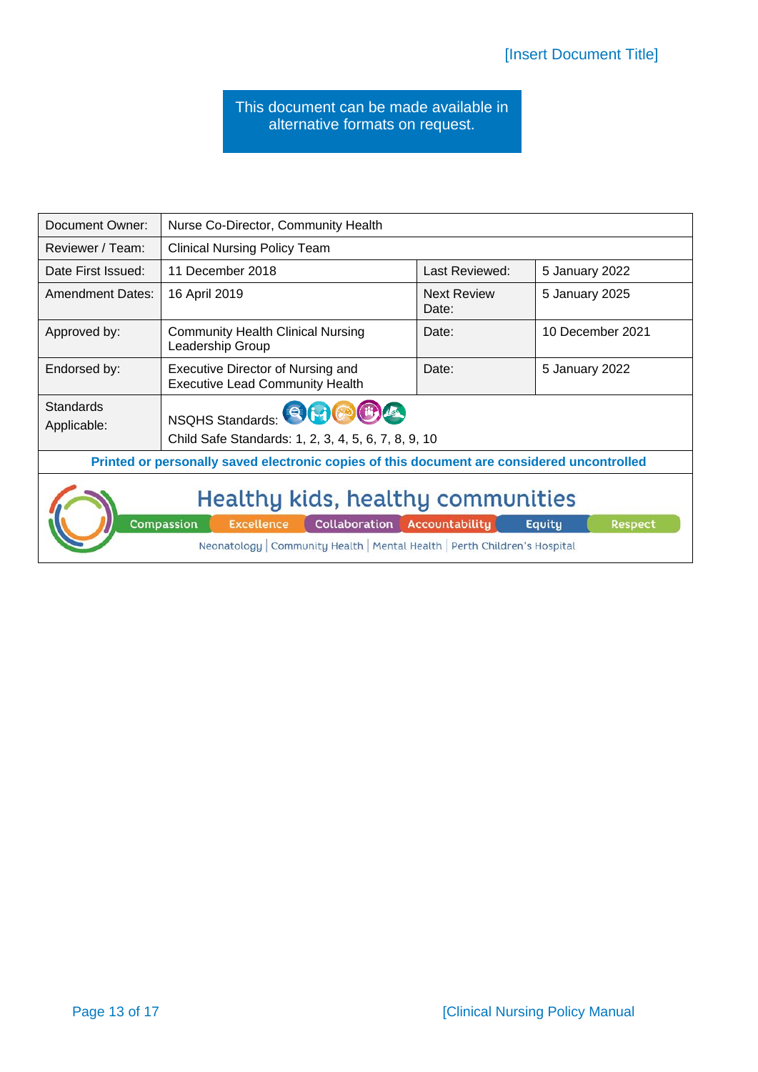This document can be made available in alternative formats on request.

| Document Owner: | Nurse Co-Director, Community Health | | |
|---|---|---|---|
| Reviewer / Team: | Clinical Nursing Policy Team | | |
| Date First Issued: | 11 December 2018 | Last Reviewed: | 5 January 2022 |
| Amendment Dates: | 16 April 2019 | Next Review Date: | 5 January 2025 |
| Approved by: | Community Health Clinical Nursing Leadership Group | Date: | 10 December 2021 |
| Endorsed by: | Executive Director of Nursing and Executive Lead Community Health | Date: | 5 January 2022 |
| Standards Applicable: | NSQHS Standards: Child Safe Standards: 1, 2, 3, 4, 5, 6, 7, 8, 9, 10 | | |

**Printed or personally saved electronic copies of this document are considered uncontrolled**

Healthy kids, healthy communities

Compassion | Excellence | Collaboration | Accountability | Equity | Respect

Neonatology | Community Health | Mental Health | Perth Children's Hospital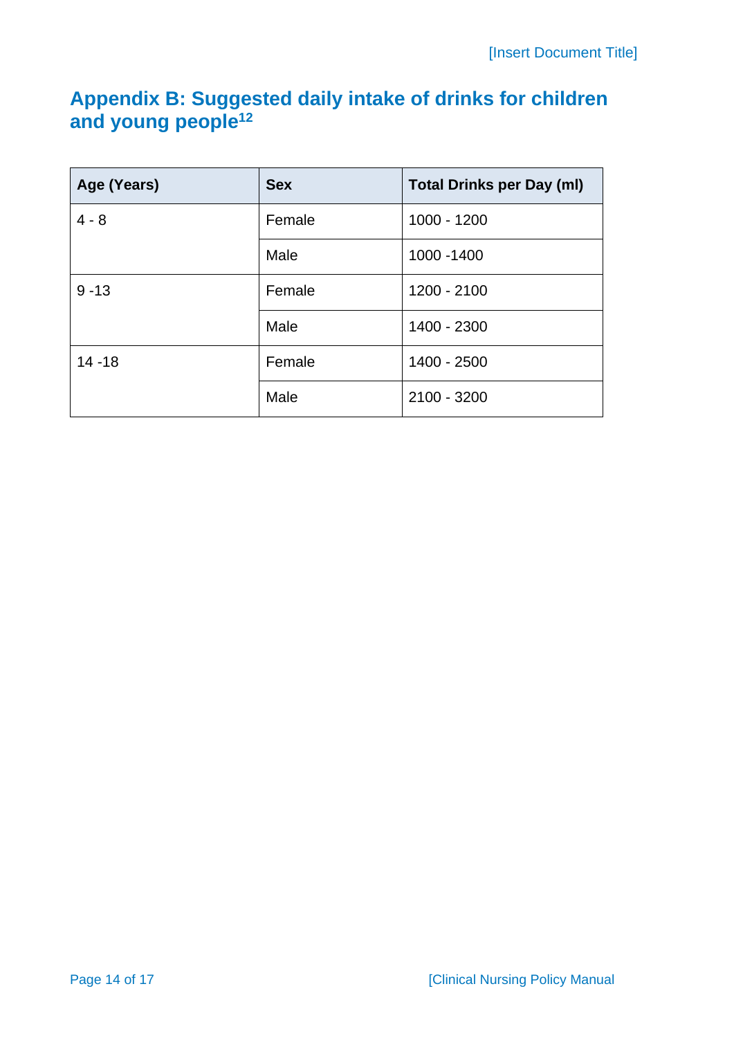## Appendix B: Suggested daily intake of drinks for children and young people[12]

| Age (Years) | Sex | Total Drinks per Day (ml) |
| --- | --- | --- |
| 4 - 8 | Female | 1000 - 1200 |
| | Male | 1000 -1400 |
| 9 -13 | Female | 1200 - 2100 |
| | Male | 1400 - 2300 |
| 14 -18 | Female | 1400 - 2500 |
| | Male | 2100 - 3200 |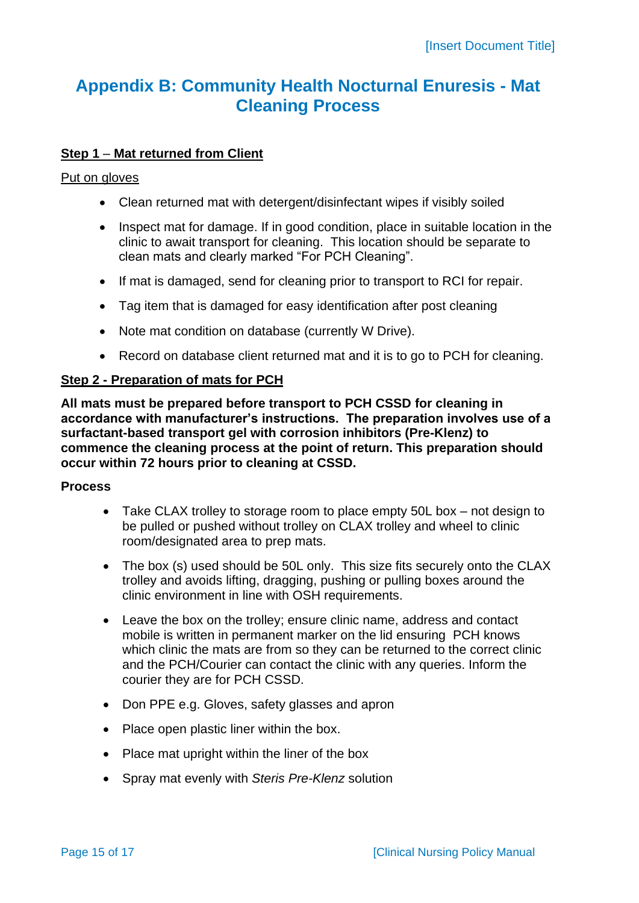## Appendix B: Community Health Nocturnal Enuresis - Mat Cleaning Process

**Step 1 – Mat returned from Client**

Put on gloves

- Clean returned mat with detergent/disinfectant wipes if visibly soiled
- Inspect mat for damage. If in good condition, place in suitable location in the clinic to await transport for cleaning. This location should be separate to clean mats and clearly marked "For PCH Cleaning".
- If mat is damaged, send for cleaning prior to transport to RCI for repair.
- Tag item that is damaged for easy identification after post cleaning
- Note mat condition on database (currently W Drive).
- Record on database client returned mat and it is to go to PCH for cleaning.

**Step 2 - Preparation of mats for PCH**

**All mats must be prepared before transport to PCH CSSD for cleaning in accordance with manufacturer's instructions. The preparation involves use of a surfactant-based transport gel with corrosion inhibitors (Pre-Klenz) to commence the cleaning process at the point of return. This preparation should occur within 72 hours prior to cleaning at CSSD.**

**Process**

- Take CLAX trolley to storage room to place empty 50L box – not design to be pulled or pushed without trolley on CLAX trolley and wheel to clinic room/designated area to prep mats.
- The box (s) used should be 50L only. This size fits securely onto the CLAX trolley and avoids lifting, dragging, pushing or pulling boxes around the clinic environment in line with OSH requirements.
- Leave the box on the trolley; ensure clinic name, address and contact mobile is written in permanent marker on the lid ensuring PCH knows which clinic the mats are from so they can be returned to the correct clinic and the PCH/Courier can contact the clinic with any queries. Inform the courier they are for PCH CSSD.
- Don PPE e.g. Gloves, safety glasses and apron
- Place open plastic liner within the box.
- Place mat upright within the liner of the box
- Spray mat evenly with *Steris Pre-Klenz* solution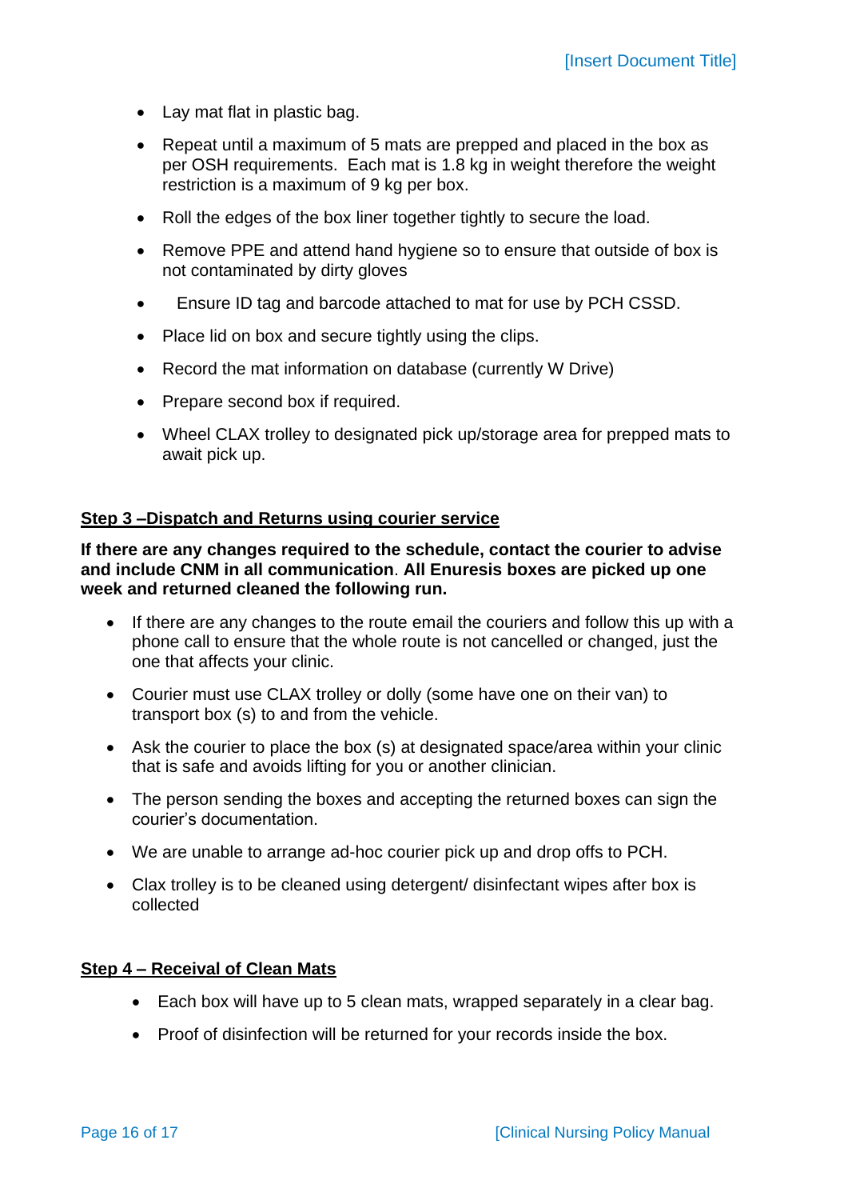- Lay mat flat in plastic bag.
- Repeat until a maximum of 5 mats are prepped and placed in the box as per OSH requirements. Each mat is 1.8 kg in weight therefore the weight restriction is a maximum of 9 kg per box.
- Roll the edges of the box liner together tightly to secure the load.
- Remove PPE and attend hand hygiene so to ensure that outside of box is not contaminated by dirty gloves
- Ensure ID tag and barcode attached to mat for use by PCH CSSD.
- Place lid on box and secure tightly using the clips.
- Record the mat information on database (currently W Drive)
- Prepare second box if required.
- Wheel CLAX trolley to designated pick up/storage area for prepped mats to await pick up.

## <u>Step 3 –Dispatch and Returns using courier service</u>

**If there are any changes required to the schedule, contact the courier to advise and include CNM in all communication**. **All Enuresis boxes are picked up one week and returned cleaned the following run.**

- If there are any changes to the route email the couriers and follow this up with a phone call to ensure that the whole route is not cancelled or changed, just the one that affects your clinic.
- Courier must use CLAX trolley or dolly (some have one on their van) to transport box (s) to and from the vehicle.
- Ask the courier to place the box (s) at designated space/area within your clinic that is safe and avoids lifting for you or another clinician.
- The person sending the boxes and accepting the returned boxes can sign the courier's documentation.
- We are unable to arrange ad-hoc courier pick up and drop offs to PCH.
- Clax trolley is to be cleaned using detergent/ disinfectant wipes after box is collected

## <u>Step 4 – Receival of Clean Mats</u>

- Each box will have up to 5 clean mats, wrapped separately in a clear bag.
- Proof of disinfection will be returned for your records inside the box.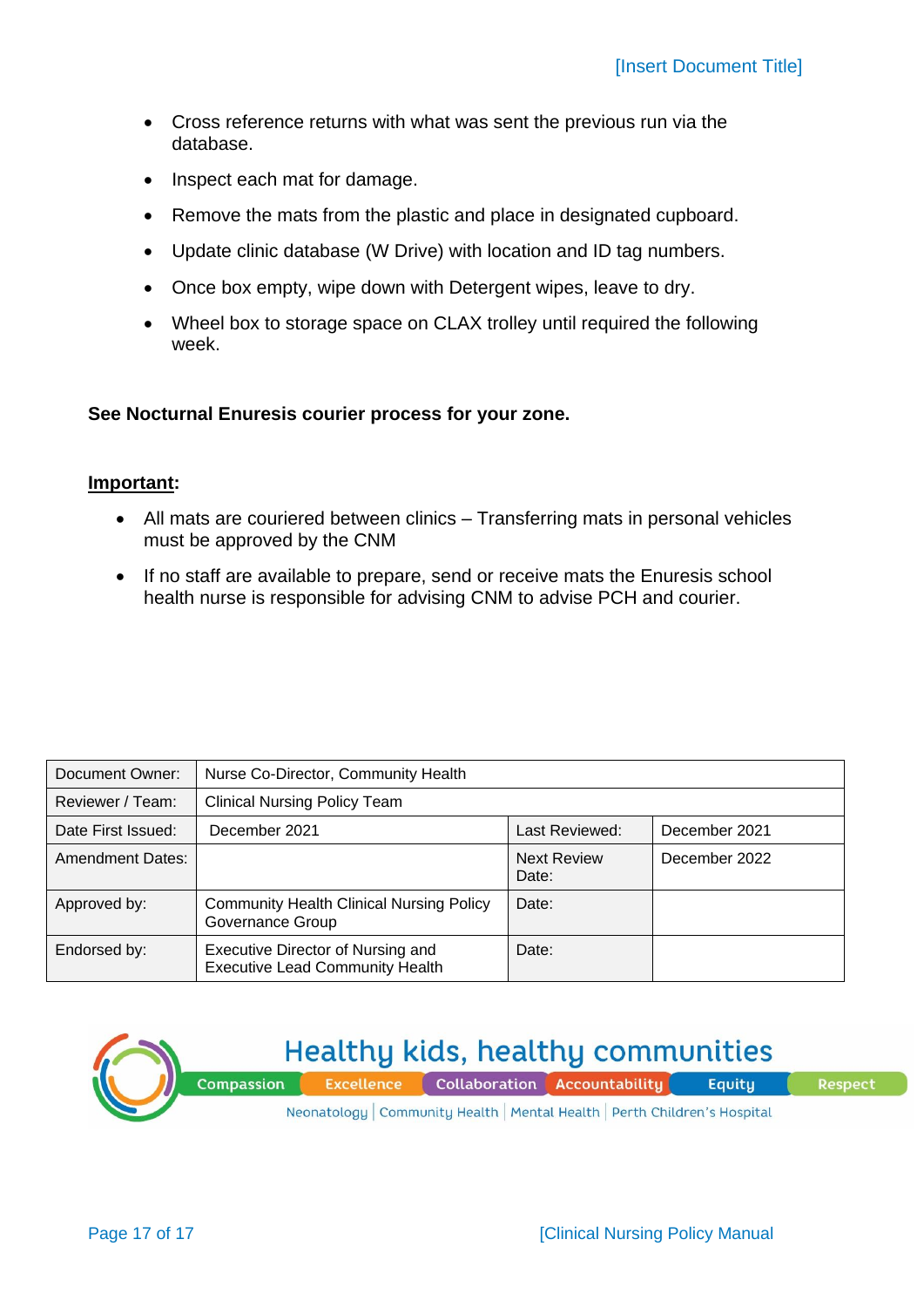- Cross reference returns with what was sent the previous run via the database.
- Inspect each mat for damage.
- Remove the mats from the plastic and place in designated cupboard.
- Update clinic database (W Drive) with location and ID tag numbers.
- Once box empty, wipe down with Detergent wipes, leave to dry.
- Wheel box to storage space on CLAX trolley until required the following week.

**See Nocturnal Enuresis courier process for your zone.**

**Important:**

- All mats are couriered between clinics – Transferring mats in personal vehicles must be approved by the CNM
- If no staff are available to prepare, send or receive mats the Enuresis school health nurse is responsible for advising CNM to advise PCH and courier.

| | | | |
|---|---|---|---|
| Document Owner: | Nurse Co-Director, Community Health | | |
| Reviewer / Team: | Clinical Nursing Policy Team | | |
| Date First Issued: | December 2021 | Last Reviewed: | December 2021 |
| Amendment Dates: | | Next Review Date: | December 2022 |
| Approved by: | Community Health Clinical Nursing Policy Governance Group | Date: | |
| Endorsed by: | Executive Director of Nursing and Executive Lead Community Health | Date: | |

Healthy kids, healthy communities

Compassion | Excellence | Collaboration | Accountability | Equity | Respect

Neonatology | Community Health | Mental Health | Perth Children's Hospital